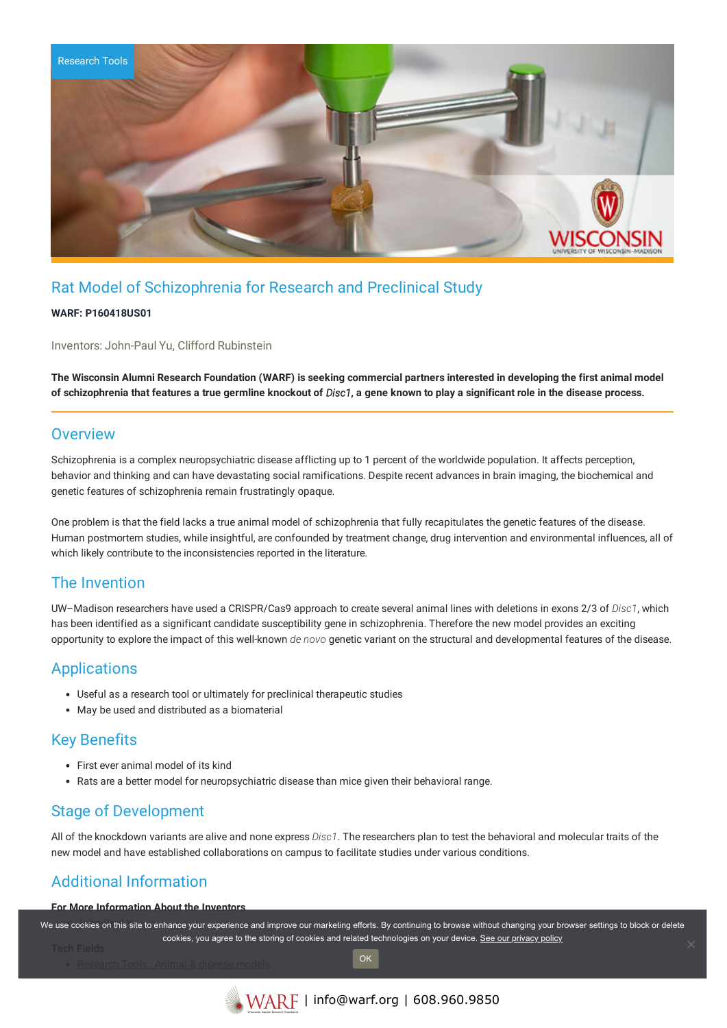Research Tools

# Rat Model of Schizophrenia for Research and Preclinical Study

**WARF: P160418US01**

Inventors: John-Paul Yu, Clifford Rubinstein

**The Wisconsin Alumni Research Foundation (WARF) is seeking commercial partners interested in developing the first animal model of schizophrenia that features a true germline knockout of *Disc1*, a gene known to play a significant role in the disease process.**

## Overview

Schizophrenia is a complex neuropsychiatric disease afflicting up to 1 percent of the worldwide population. It affects perception, behavior and thinking and can have devastating social ramifications. Despite recent advances in brain imaging, the biochemical and genetic features of schizophrenia remain frustratingly opaque.

One problem is that the field lacks a true animal model of schizophrenia that fully recapitulates the genetic features of the disease. Human postmortem studies, while insightful, are confounded by treatment change, drug intervention and environmental influences, all of which likely contribute to the inconsistencies reported in the literature.

## The Invention

UW–Madison researchers have used a CRISPR/Cas9 approach to create several animal lines with deletions in exons 2/3 of *Disc1*, which has been identified as a significant candidate susceptibility gene in schizophrenia. Therefore the new model provides an exciting opportunity to explore the impact of this well-known *de novo* genetic variant on the structural and developmental features of the disease.

## Applications

- Useful as a research tool or ultimately for preclinical therapeutic studies
- May be used and distributed as a biomaterial

## Key Benefits

- First ever animal model of its kind
- Rats are a better model for neuropsychiatric disease than mice given their behavioral range.

## Stage of Development

All of the knockdown variants are alive and none express *Disc1*. The researchers plan to test the behavioral and molecular traits of the new model and have established collaborations on campus to facilitate studies under various conditions.

## Additional Information

**For More Information About the Inventors**

We use cookies on this site to enhance your experience and improve our marketing efforts. By continuing to browse without changing your browser settings to block or delete cookies, you agree to the storing of cookies and related technologies on your device. See our privacy policy

OK

**Tech Fields**

- Research Tools : Animal & disease models

WARF | info@warf.org | 608.960.9850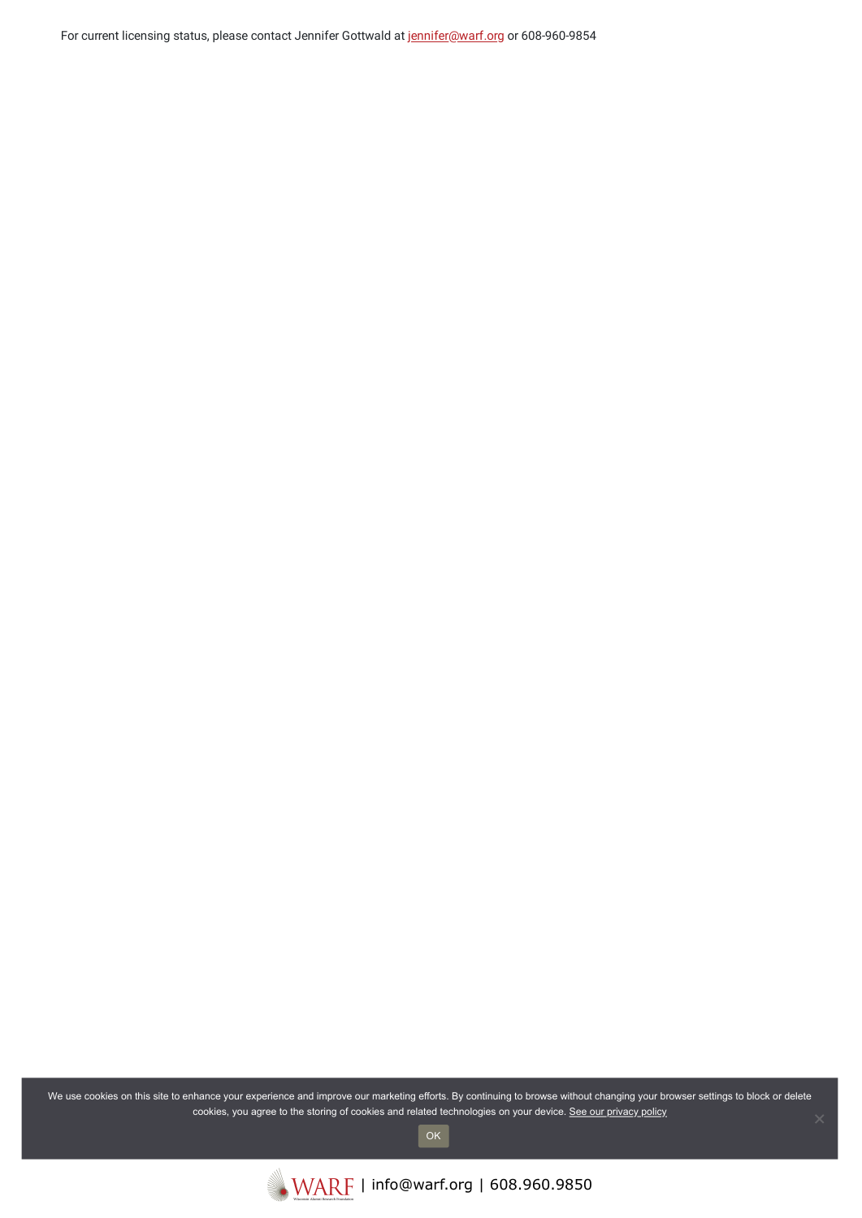For current licensing status, please contact Jennifer Gottwald at [jennifer@warf.org](mailto:jennifer@warf.org) or 608-960-9854